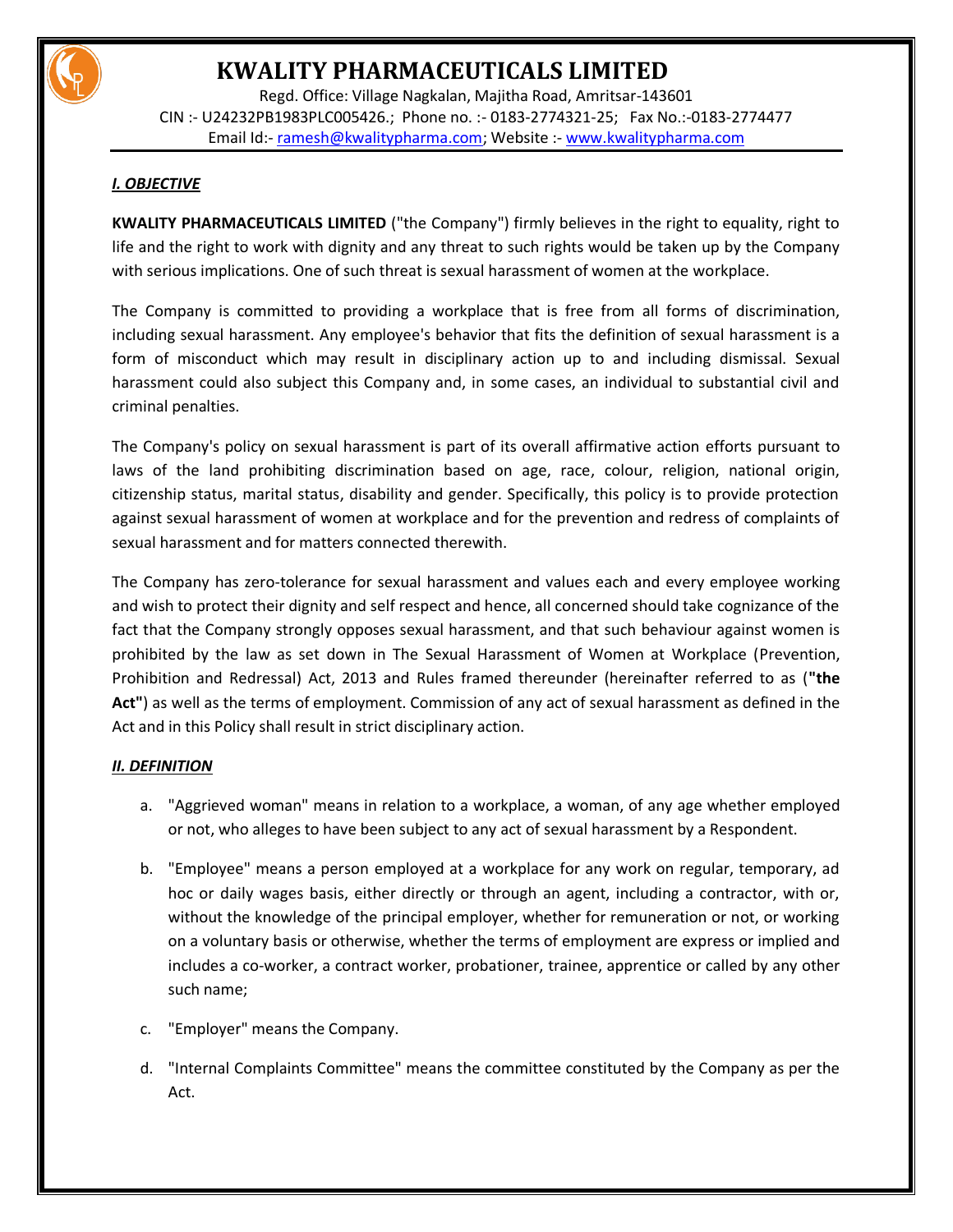# KWALITY PHARMACEUTICALS LIMITED

Regd. Office: Village Nagkalan, Majitha Road, Amritsar-143601
CIN :- U24232PB1983PLC005426.; Phone no. :- 0183-2774321-25; Fax No.:-0183-2774477
Email Id:- ramesh@kwalitypharma.com; Website :- www.kwalitypharma.com

## *I. OBJECTIVE*

**KWALITY PHARMACEUTICALS LIMITED** ("the Company") firmly believes in the right to equality, right to life and the right to work with dignity and any threat to such rights would be taken up by the Company with serious implications. One of such threat is sexual harassment of women at the workplace.

The Company is committed to providing a workplace that is free from all forms of discrimination, including sexual harassment. Any employee's behavior that fits the definition of sexual harassment is a form of misconduct which may result in disciplinary action up to and including dismissal. Sexual harassment could also subject this Company and, in some cases, an individual to substantial civil and criminal penalties.

The Company's policy on sexual harassment is part of its overall affirmative action efforts pursuant to laws of the land prohibiting discrimination based on age, race, colour, religion, national origin, citizenship status, marital status, disability and gender. Specifically, this policy is to provide protection against sexual harassment of women at workplace and for the prevention and redress of complaints of sexual harassment and for matters connected therewith.

The Company has zero-tolerance for sexual harassment and values each and every employee working and wish to protect their dignity and self respect and hence, all concerned should take cognizance of the fact that the Company strongly opposes sexual harassment, and that such behaviour against women is prohibited by the law as set down in The Sexual Harassment of Women at Workplace (Prevention, Prohibition and Redressal) Act, 2013 and Rules framed thereunder (hereinafter referred to as (**"the Act"**) as well as the terms of employment. Commission of any act of sexual harassment as defined in the Act and in this Policy shall result in strict disciplinary action.

## *II. DEFINITION*

a. "Aggrieved woman" means in relation to a workplace, a woman, of any age whether employed or not, who alleges to have been subject to any act of sexual harassment by a Respondent.

b. "Employee" means a person employed at a workplace for any work on regular, temporary, ad hoc or daily wages basis, either directly or through an agent, including a contractor, with or, without the knowledge of the principal employer, whether for remuneration or not, or working on a voluntary basis or otherwise, whether the terms of employment are express or implied and includes a co-worker, a contract worker, probationer, trainee, apprentice or called by any other such name;

c. "Employer" means the Company.

d. "Internal Complaints Committee" means the committee constituted by the Company as per the Act.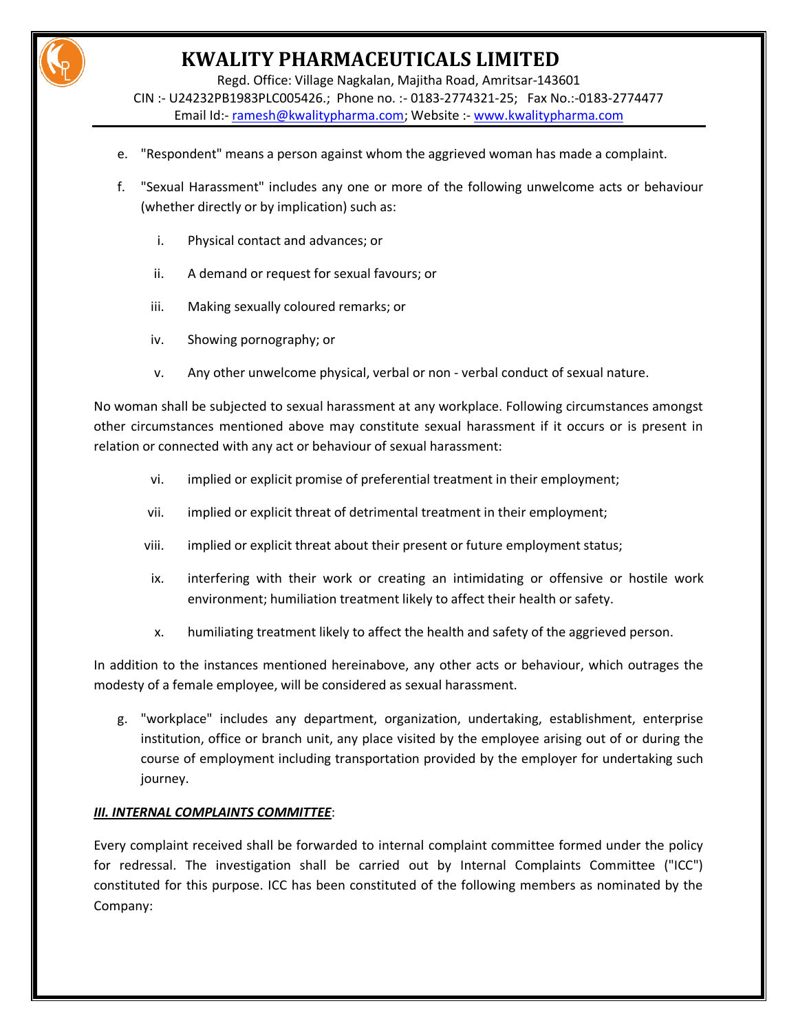e. "Respondent" means a person against whom the aggrieved woman has made a complaint.

f. "Sexual Harassment" includes any one or more of the following unwelcome acts or behaviour (whether directly or by implication) such as:

   i. Physical contact and advances; or

   ii. A demand or request for sexual favours; or

   iii. Making sexually coloured remarks; or

   iv. Showing pornography; or

   v. Any other unwelcome physical, verbal or non - verbal conduct of sexual nature.

No woman shall be subjected to sexual harassment at any workplace. Following circumstances amongst other circumstances mentioned above may constitute sexual harassment if it occurs or is present in relation or connected with any act or behaviour of sexual harassment:

   vi. implied or explicit promise of preferential treatment in their employment;

   vii. implied or explicit threat of detrimental treatment in their employment;

   viii. implied or explicit threat about their present or future employment status;

   ix. interfering with their work or creating an intimidating or offensive or hostile work environment; humiliation treatment likely to affect their health or safety.

   x. humiliating treatment likely to affect the health and safety of the aggrieved person.

In addition to the instances mentioned hereinabove, any other acts or behaviour, which outrages the modesty of a female employee, will be considered as sexual harassment.

g. "workplace" includes any department, organization, undertaking, establishment, enterprise institution, office or branch unit, any place visited by the employee arising out of or during the course of employment including transportation provided by the employer for undertaking such journey.

***III. INTERNAL COMPLAINTS COMMITTEE***:

Every complaint received shall be forwarded to internal complaint committee formed under the policy for redressal. The investigation shall be carried out by Internal Complaints Committee ("ICC") constituted for this purpose. ICC has been constituted of the following members as nominated by the Company: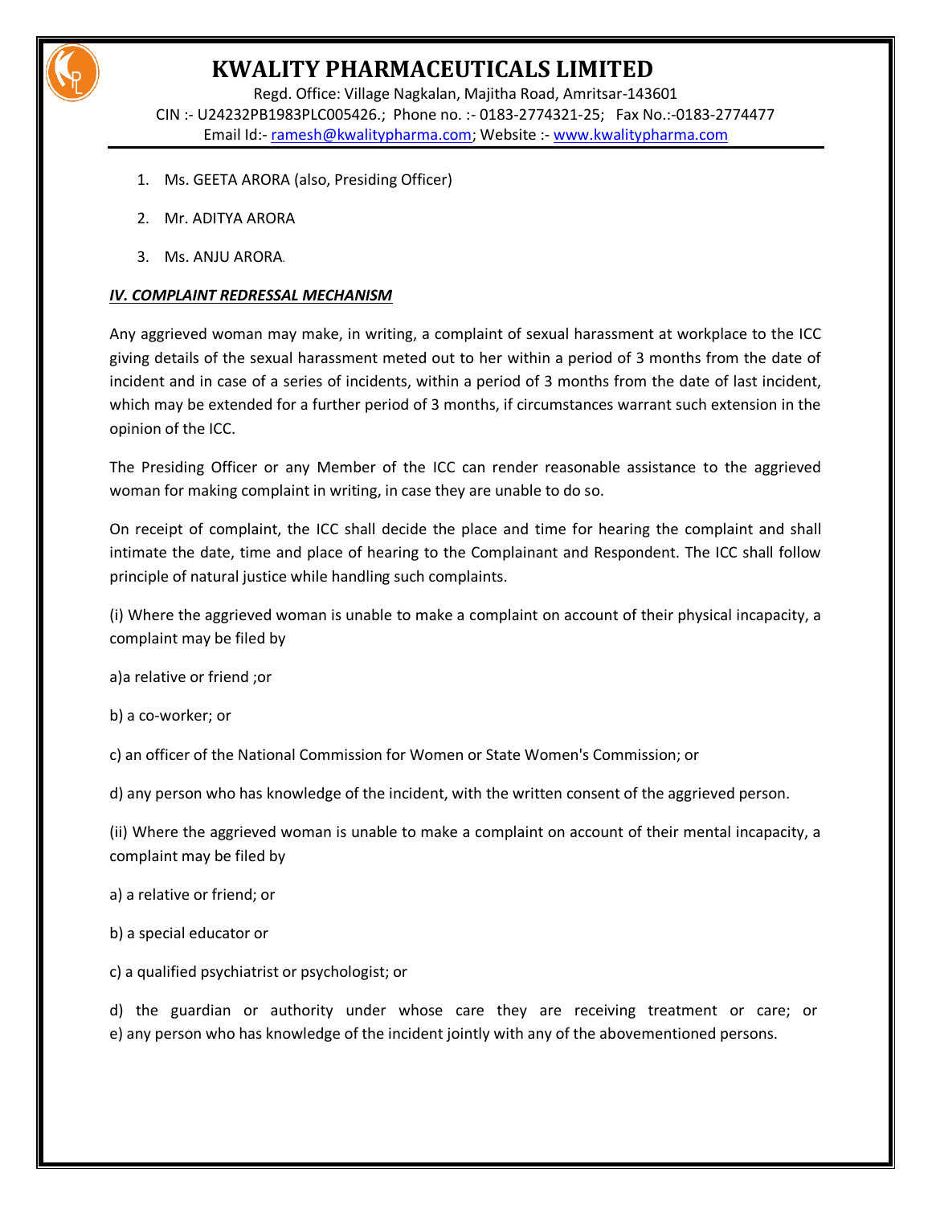1. Ms. GEETA ARORA (also, Presiding Officer)
2. Mr. ADITYA ARORA
3. Ms. ANJU ARORA.

***IV. COMPLAINT REDRESSAL MECHANISM***

Any aggrieved woman may make, in writing, a complaint of sexual harassment at workplace to the ICC giving details of the sexual harassment meted out to her within a period of 3 months from the date of incident and in case of a series of incidents, within a period of 3 months from the date of last incident, which may be extended for a further period of 3 months, if circumstances warrant such extension in the opinion of the ICC.

The Presiding Officer or any Member of the ICC can render reasonable assistance to the aggrieved woman for making complaint in writing, in case they are unable to do so.

On receipt of complaint, the ICC shall decide the place and time for hearing the complaint and shall intimate the date, time and place of hearing to the Complainant and Respondent. The ICC shall follow principle of natural justice while handling such complaints.

(i) Where the aggrieved woman is unable to make a complaint on account of their physical incapacity, a complaint may be filed by

a)a relative or friend ;or

b) a co-worker; or

c) an officer of the National Commission for Women or State Women's Commission; or

d) any person who has knowledge of the incident, with the written consent of the aggrieved person.

(ii) Where the aggrieved woman is unable to make a complaint on account of their mental incapacity, a complaint may be filed by

a) a relative or friend; or

b) a special educator or

c) a qualified psychiatrist or psychologist; or

d) the guardian or authority under whose care they are receiving treatment or care; or
e) any person who has knowledge of the incident jointly with any of the abovementioned persons.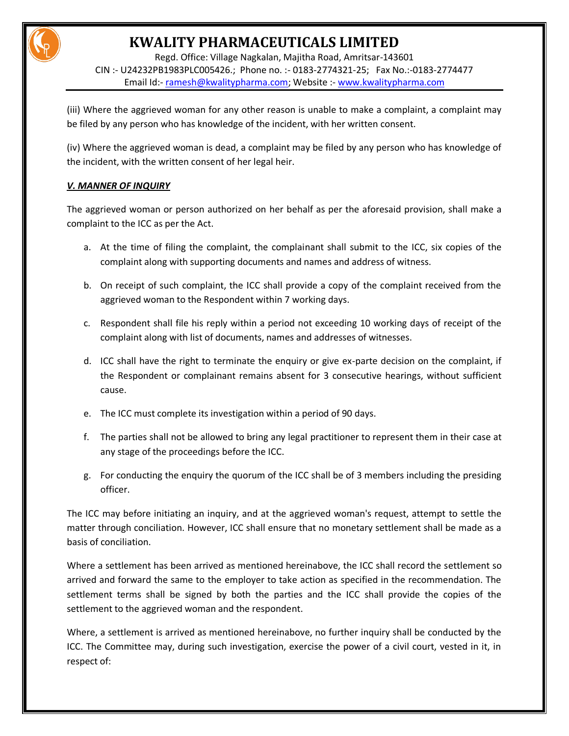(iii) Where the aggrieved woman for any other reason is unable to make a complaint, a complaint may be filed by any person who has knowledge of the incident, with her written consent.

(iv) Where the aggrieved woman is dead, a complaint may be filed by any person who has knowledge of the incident, with the written consent of her legal heir.

***V. MANNER OF INQUIRY***

The aggrieved woman or person authorized on her behalf as per the aforesaid provision, shall make a complaint to the ICC as per the Act.

a. At the time of filing the complaint, the complainant shall submit to the ICC, six copies of the complaint along with supporting documents and names and address of witness.

b. On receipt of such complaint, the ICC shall provide a copy of the complaint received from the aggrieved woman to the Respondent within 7 working days.

c. Respondent shall file his reply within a period not exceeding 10 working days of receipt of the complaint along with list of documents, names and addresses of witnesses.

d. ICC shall have the right to terminate the enquiry or give ex-parte decision on the complaint, if the Respondent or complainant remains absent for 3 consecutive hearings, without sufficient cause.

e. The ICC must complete its investigation within a period of 90 days.

f. The parties shall not be allowed to bring any legal practitioner to represent them in their case at any stage of the proceedings before the ICC.

g. For conducting the enquiry the quorum of the ICC shall be of 3 members including the presiding officer.

The ICC may before initiating an inquiry, and at the aggrieved woman's request, attempt to settle the matter through conciliation. However, ICC shall ensure that no monetary settlement shall be made as a basis of conciliation.

Where a settlement has been arrived as mentioned hereinabove, the ICC shall record the settlement so arrived and forward the same to the employer to take action as specified in the recommendation. The settlement terms shall be signed by both the parties and the ICC shall provide the copies of the settlement to the aggrieved woman and the respondent.

Where, a settlement is arrived as mentioned hereinabove, no further inquiry shall be conducted by the ICC. The Committee may, during such investigation, exercise the power of a civil court, vested in it, in respect of: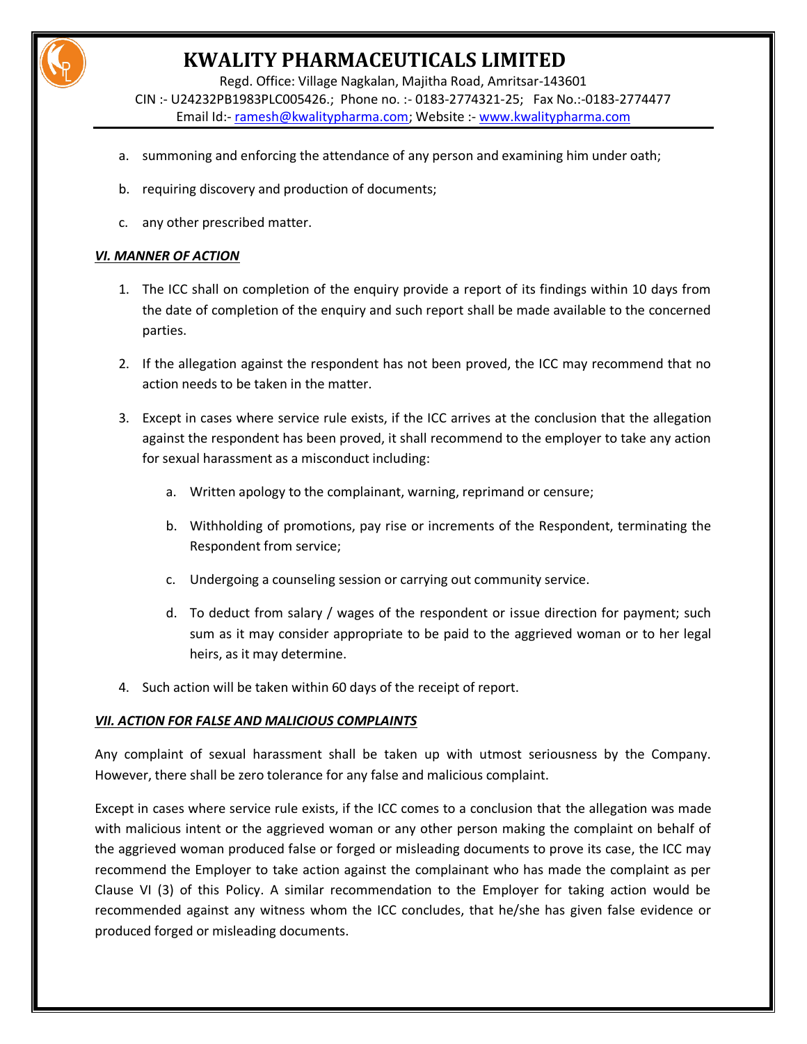a. summoning and enforcing the attendance of any person and examining him under oath;

b. requiring discovery and production of documents;

c. any other prescribed matter.

***VI. MANNER OF ACTION***

1. The ICC shall on completion of the enquiry provide a report of its findings within 10 days from the date of completion of the enquiry and such report shall be made available to the concerned parties.

2. If the allegation against the respondent has not been proved, the ICC may recommend that no action needs to be taken in the matter.

3. Except in cases where service rule exists, if the ICC arrives at the conclusion that the allegation against the respondent has been proved, it shall recommend to the employer to take any action for sexual harassment as a misconduct including:

   a. Written apology to the complainant, warning, reprimand or censure;

   b. Withholding of promotions, pay rise or increments of the Respondent, terminating the Respondent from service;

   c. Undergoing a counseling session or carrying out community service.

   d. To deduct from salary / wages of the respondent or issue direction for payment; such sum as it may consider appropriate to be paid to the aggrieved woman or to her legal heirs, as it may determine.

4. Such action will be taken within 60 days of the receipt of report.

***VII. ACTION FOR FALSE AND MALICIOUS COMPLAINTS***

Any complaint of sexual harassment shall be taken up with utmost seriousness by the Company. However, there shall be zero tolerance for any false and malicious complaint.

Except in cases where service rule exists, if the ICC comes to a conclusion that the allegation was made with malicious intent or the aggrieved woman or any other person making the complaint on behalf of the aggrieved woman produced false or forged or misleading documents to prove its case, the ICC may recommend the Employer to take action against the complainant who has made the complaint as per Clause VI (3) of this Policy. A similar recommendation to the Employer for taking action would be recommended against any witness whom the ICC concludes, that he/she has given false evidence or produced forged or misleading documents.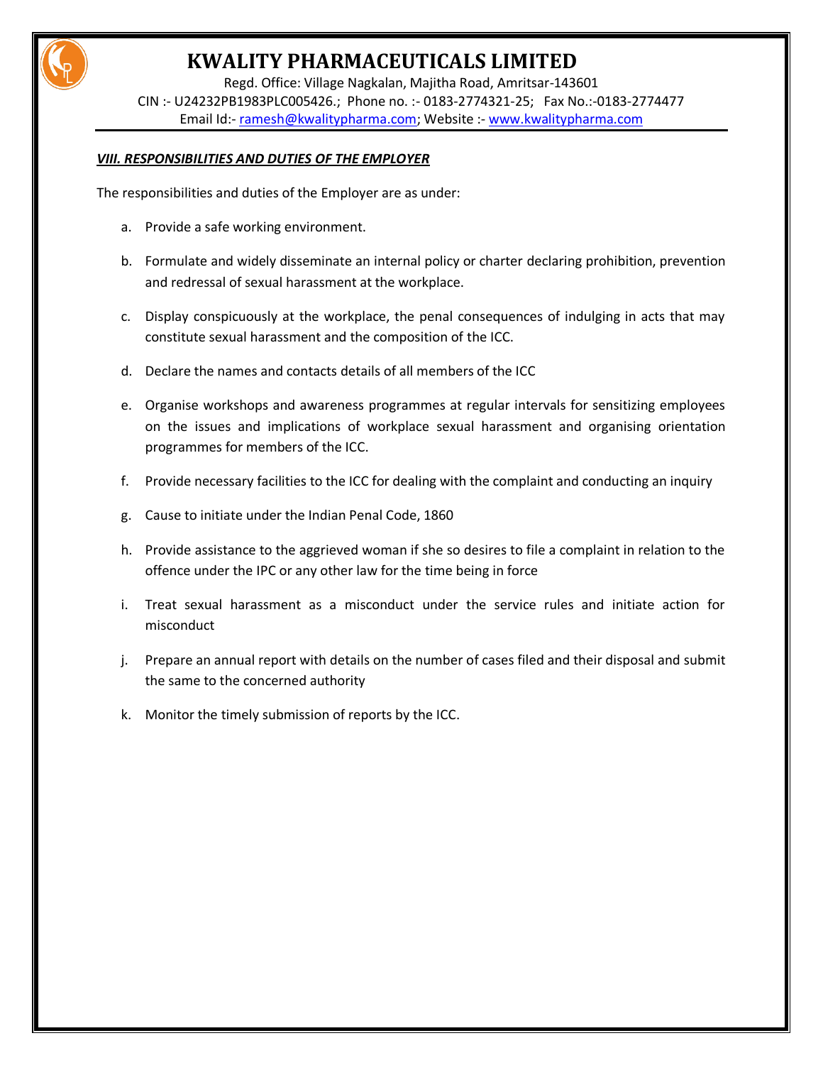***VIII. RESPONSIBILITIES AND DUTIES OF THE EMPLOYER***

The responsibilities and duties of the Employer are as under:

a. Provide a safe working environment.

b. Formulate and widely disseminate an internal policy or charter declaring prohibition, prevention and redressal of sexual harassment at the workplace.

c. Display conspicuously at the workplace, the penal consequences of indulging in acts that may constitute sexual harassment and the composition of the ICC.

d. Declare the names and contacts details of all members of the ICC

e. Organise workshops and awareness programmes at regular intervals for sensitizing employees on the issues and implications of workplace sexual harassment and organising orientation programmes for members of the ICC.

f. Provide necessary facilities to the ICC for dealing with the complaint and conducting an inquiry

g. Cause to initiate under the Indian Penal Code, 1860

h. Provide assistance to the aggrieved woman if she so desires to file a complaint in relation to the offence under the IPC or any other law for the time being in force

i. Treat sexual harassment as a misconduct under the service rules and initiate action for misconduct

j. Prepare an annual report with details on the number of cases filed and their disposal and submit the same to the concerned authority

k. Monitor the timely submission of reports by the ICC.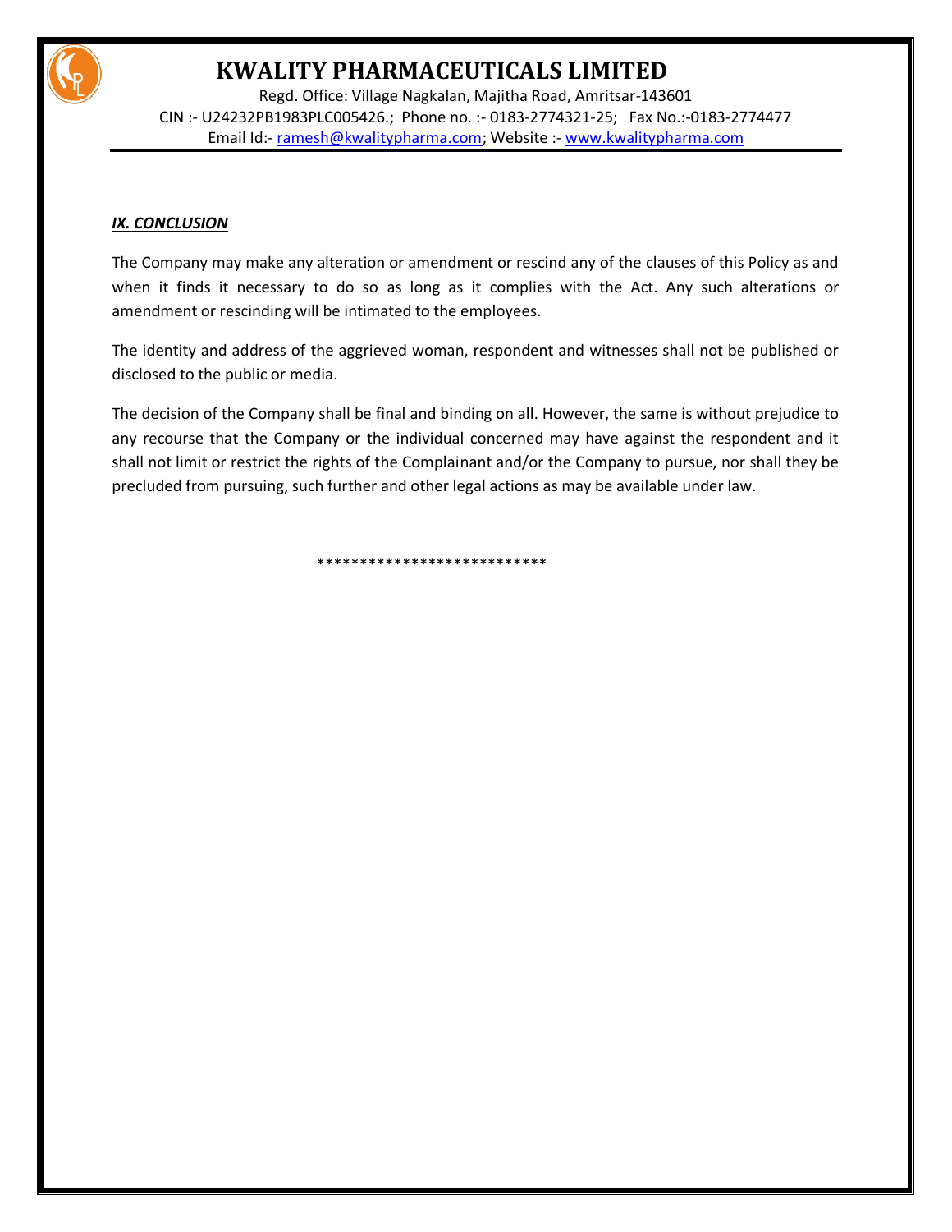***IX. CONCLUSION***

The Company may make any alteration or amendment or rescind any of the clauses of this Policy as and when it finds it necessary to do so as long as it complies with the Act. Any such alterations or amendment or rescinding will be intimated to the employees.

The identity and address of the aggrieved woman, respondent and witnesses shall not be published or disclosed to the public or media.

The decision of the Company shall be final and binding on all. However, the same is without prejudice to any recourse that the Company or the individual concerned may have against the respondent and it shall not limit or restrict the rights of the Complainant and/or the Company to pursue, nor shall they be precluded from pursuing, such further and other legal actions as may be available under law.

***************************